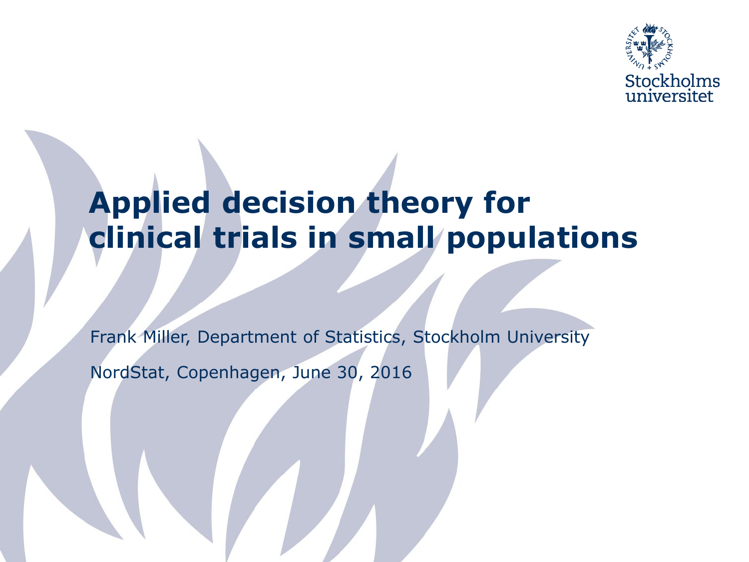# Applied decision theory for clinical trials in small populations

Frank Miller, Department of Statistics, Stockholm University

NordStat, Copenhagen, June 30, 2016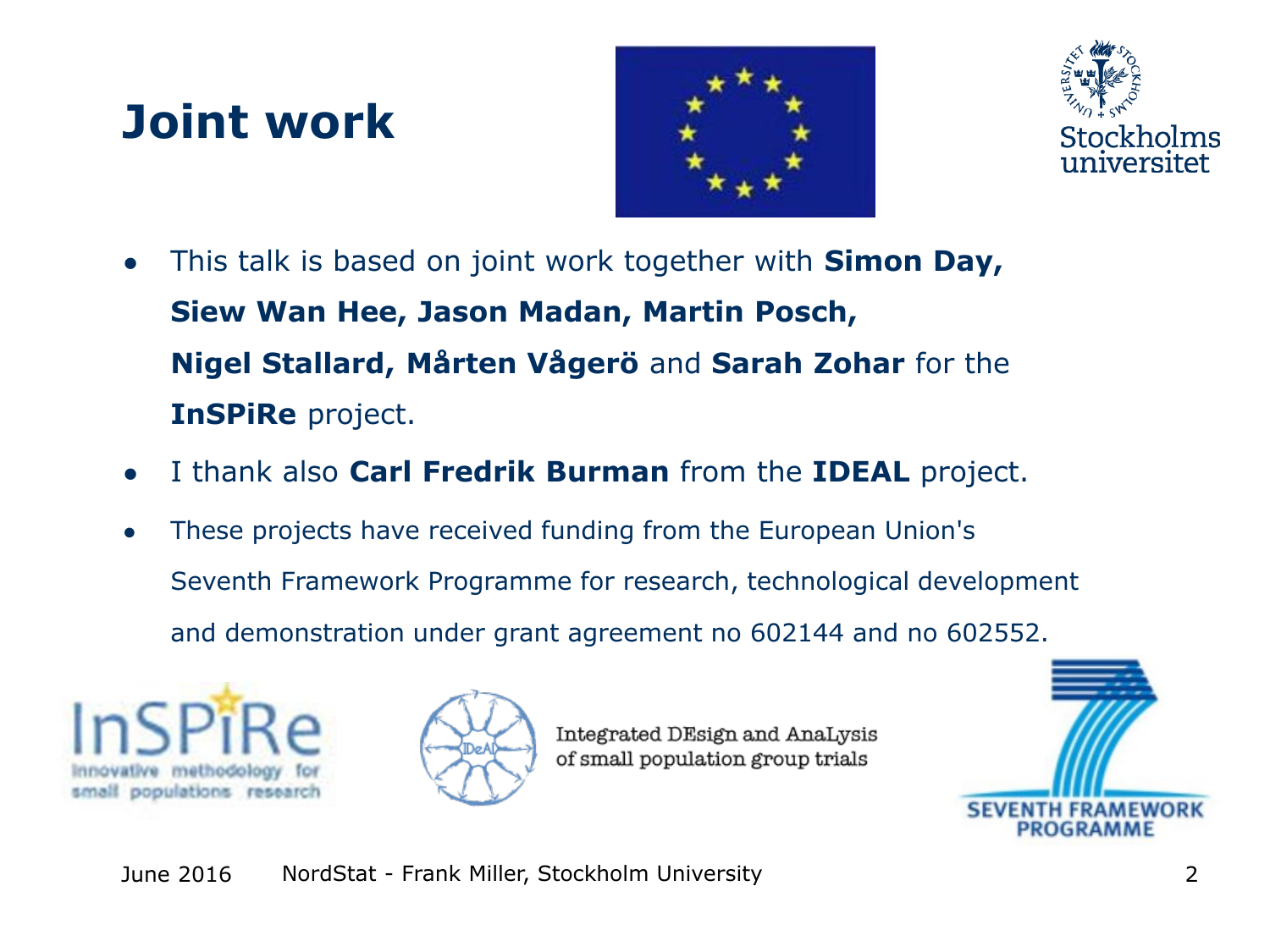# Joint work

- This talk is based on joint work together with **Simon Day, Siew Wan Hee, Jason Madan, Martin Posch, Nigel Stallard, Mårten Vågerö** and **Sarah Zohar** for the **InSPiRe** project.
- I thank also **Carl Fredrik Burman** from the **IDEAL** project.
- These projects have received funding from the European Union's Seventh Framework Programme for research, technological development and demonstration under grant agreement no 602144 and no 602552.

InSPiRe — Innovative methodology for small populations research

Integrated DEsign and AnaLysis of small population group trials

SEVENTH FRAMEWORK PROGRAMME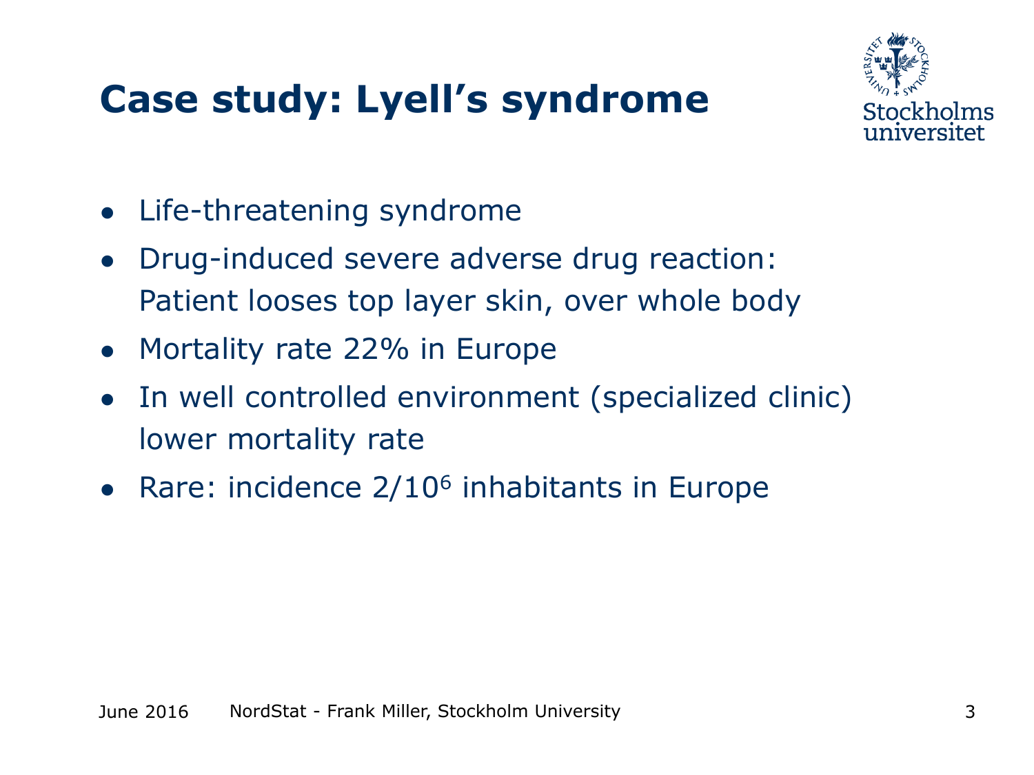# Case study: Lyell's syndrome

- Life-threatening syndrome
- Drug-induced severe adverse drug reaction: Patient looses top layer skin, over whole body
- Mortality rate 22% in Europe
- In well controlled environment (specialized clinic) lower mortality rate
- Rare: incidence $2/10^6$ inhabitants in Europe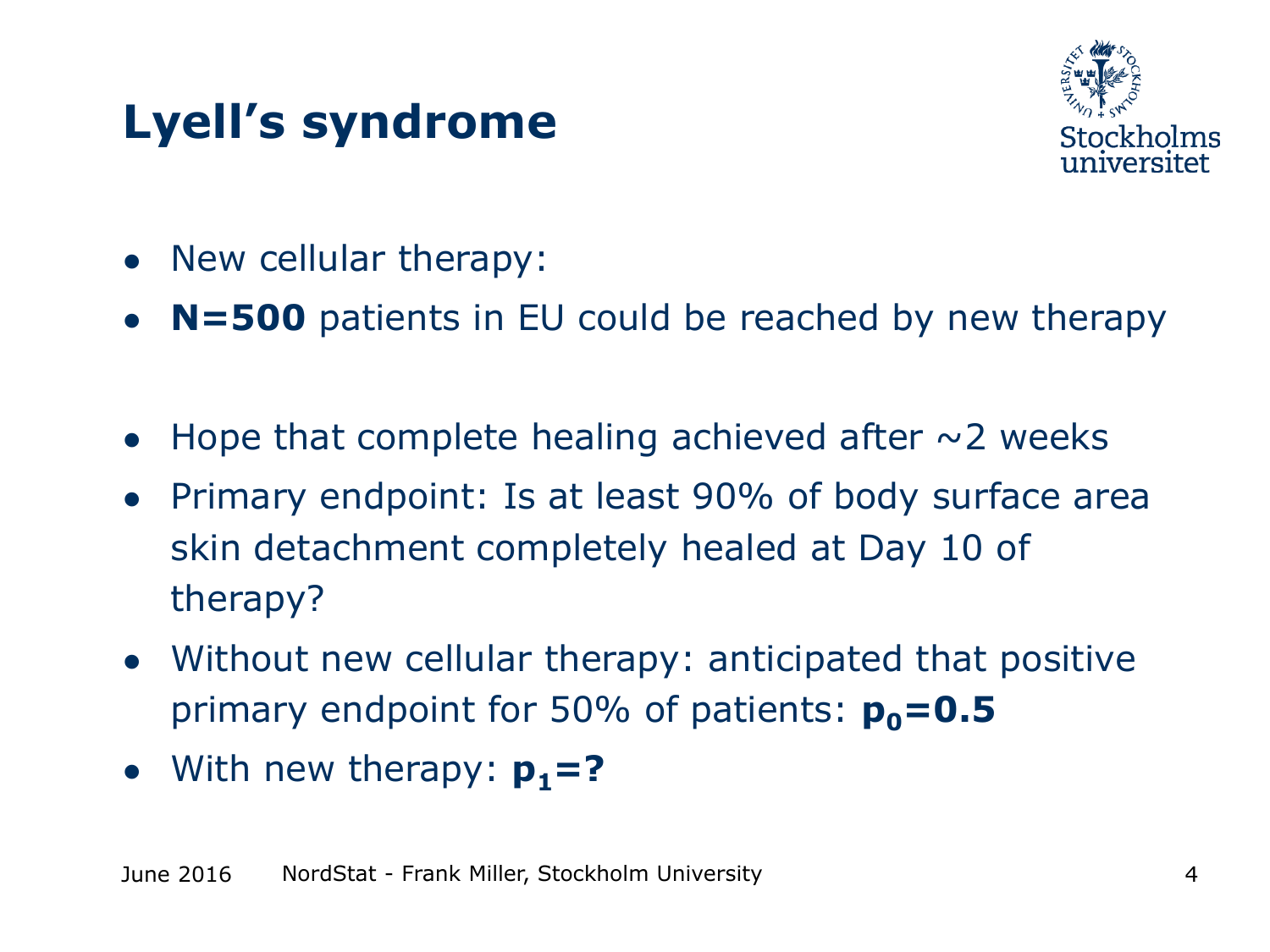# Lyell's syndrome

- New cellular therapy:
- **N=500** patients in EU could be reached by new therapy

- Hope that complete healing achieved after ~2 weeks
- Primary endpoint: Is at least 90% of body surface area skin detachment completely healed at Day 10 of therapy?
- Without new cellular therapy: anticipated that positive primary endpoint for 50% of patients: $\mathbf{p_0=0.5}$
- With new therapy: $\mathbf{p_1=?}$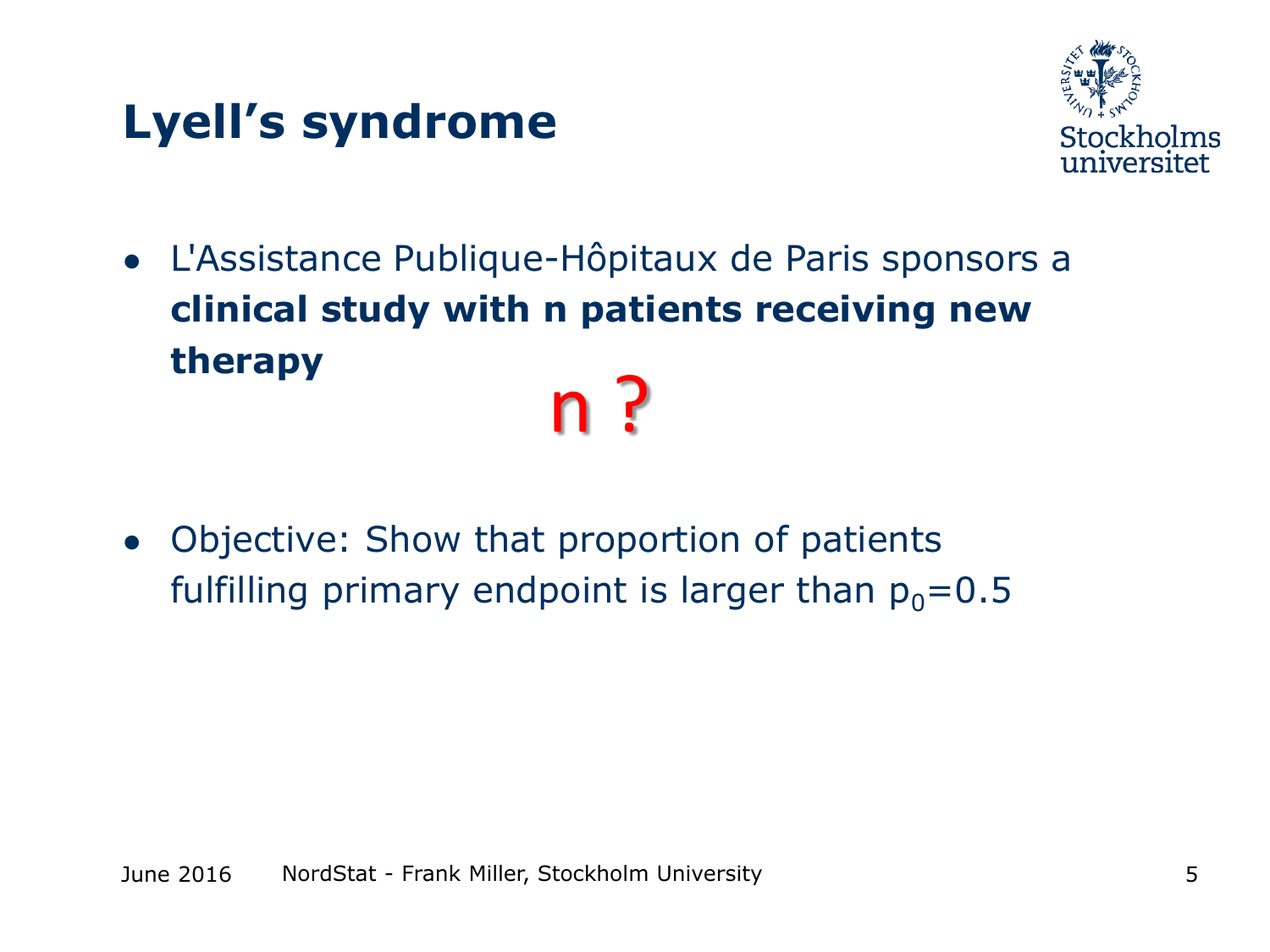# Lyell's syndrome

- L'Assistance Publique-Hôpitaux de Paris sponsors a **clinical study with n patients receiving new therapy**

n ?

- Objective: Show that proportion of patients fulfilling primary endpoint is larger than $p_0=0.5$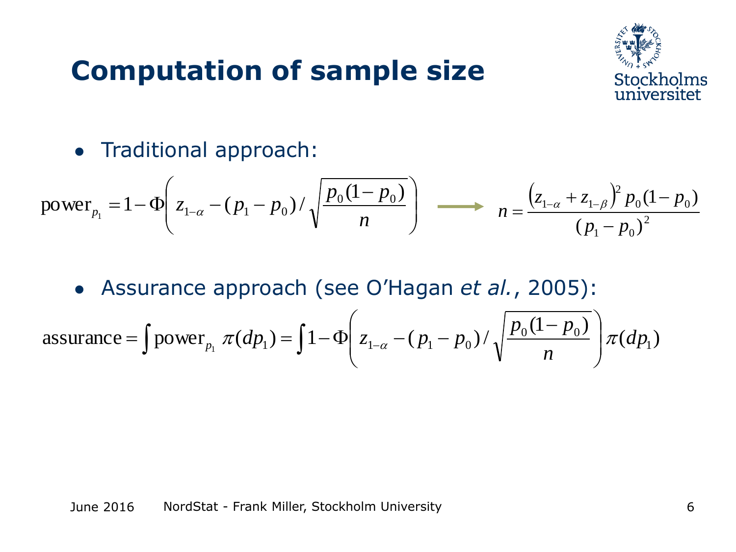# Computation of sample size

- Traditional approach:

$$\text{power}_{p_1} = 1 - \Phi\left( z_{1-\alpha} - (p_1 - p_0) \Big/ \sqrt{\frac{p_0(1-p_0)}{n}} \right) \longrightarrow n = \frac{\left(z_{1-\alpha} + z_{1-\beta}\right)^2 p_0(1-p_0)}{(p_1 - p_0)^2}$$

- Assurance approach (see O'Hagan *et al.*, 2005):

$$\text{assurance} = \int \text{power}_{p_1}\ \pi(dp_1) = \int 1 - \Phi\left( z_{1-\alpha} - (p_1 - p_0) \Big/ \sqrt{\frac{p_0(1-p_0)}{n}} \right) \pi(dp_1)$$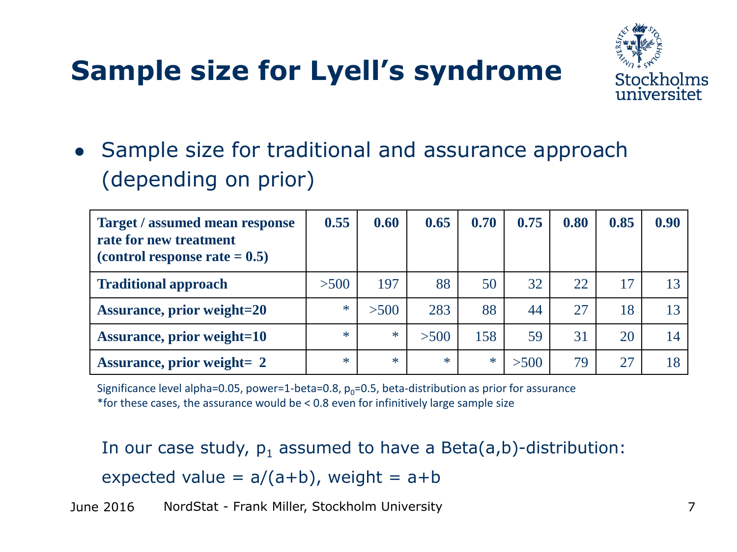# Sample size for Lyell's syndrome

- Sample size for traditional and assurance approach (depending on prior)

| Target / assumed mean response rate for new treatment (control response rate = 0.5) | 0.55 | 0.60 | 0.65 | 0.70 | 0.75 | 0.80 | 0.85 | 0.90 |
|---|---|---|---|---|---|---|---|---|
| Traditional approach | >500 | 197 | 88 | 50 | 32 | 22 | 17 | 13 |
| Assurance, prior weight=20 | * | >500 | 283 | 88 | 44 | 27 | 18 | 13 |
| Assurance, prior weight=10 | * | * | >500 | 158 | 59 | 31 | 20 | 14 |
| Assurance, prior weight= 2 | * | * | * | * | >500 | 79 | 27 | 18 |

Significance level alpha=0.05, power=1-beta=0.8, $p_0$=0.5, beta-distribution as prior for assurance
*for these cases, the assurance would be < 0.8 even for infinitively large sample size

In our case study, $p_1$ assumed to have a Beta(a,b)-distribution:

expected value = a/(a+b), weight = a+b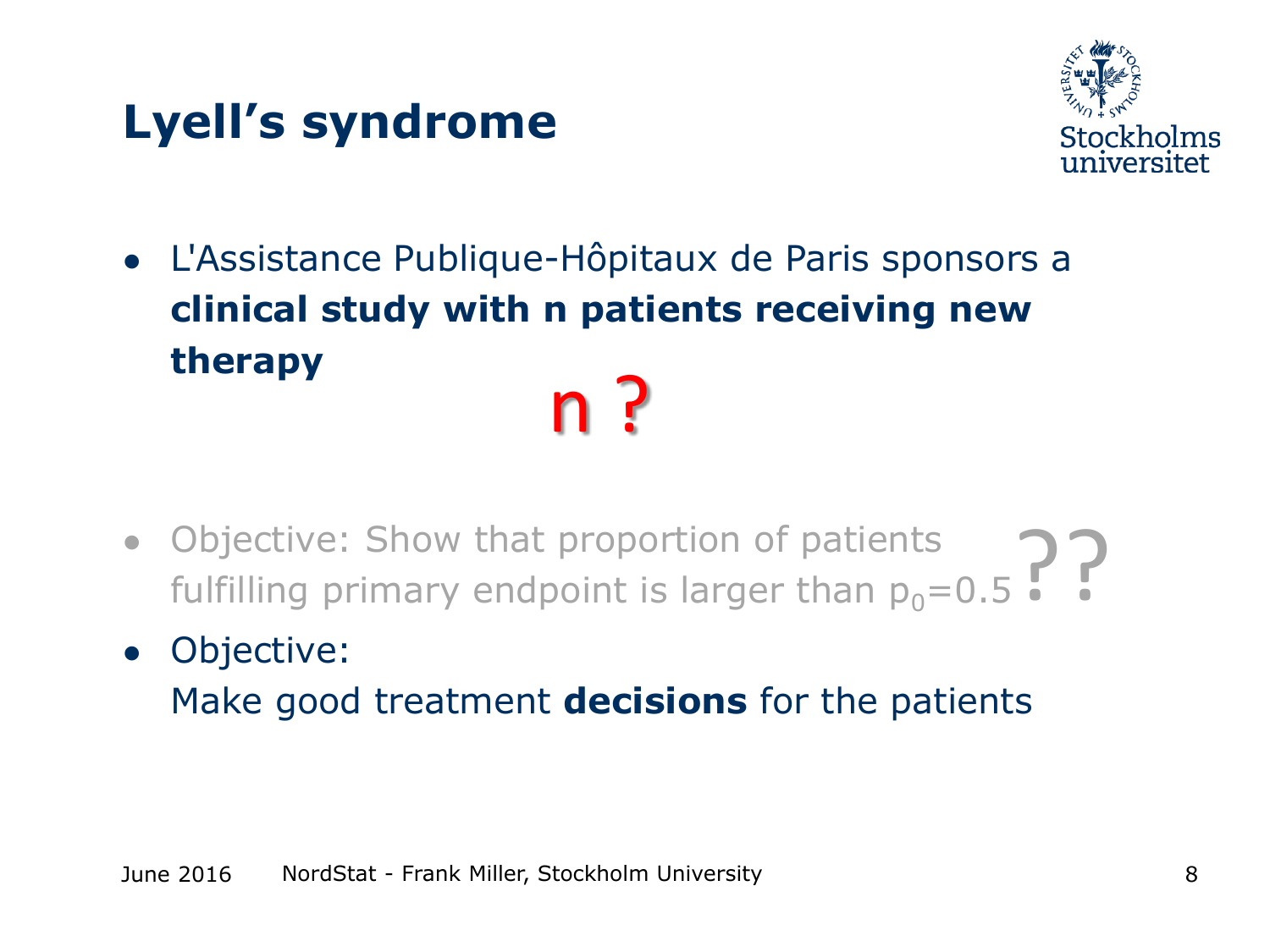# Lyell's syndrome

- L'Assistance Publique-Hôpitaux de Paris sponsors a **clinical study with n patients receiving new therapy**

n ?

- Objective: Show that proportion of patients fulfilling primary endpoint is larger than $p_0$=0.5 ??
- Objective:
  Make good treatment **decisions** for the patients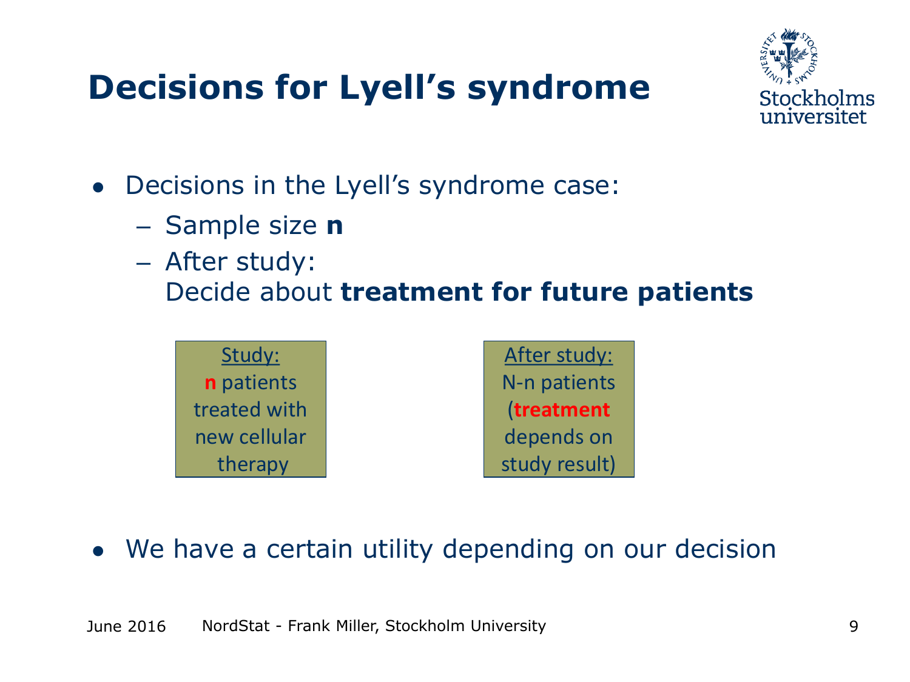# Decisions for Lyell's syndrome

- Decisions in the Lyell's syndrome case:
  - Sample size **n**
  - After study:
    Decide about **treatment for future patients**

Study:
**n** patients treated with new cellular therapy

After study:
N-n patients (**treatment** depends on study result)

- We have a certain utility depending on our decision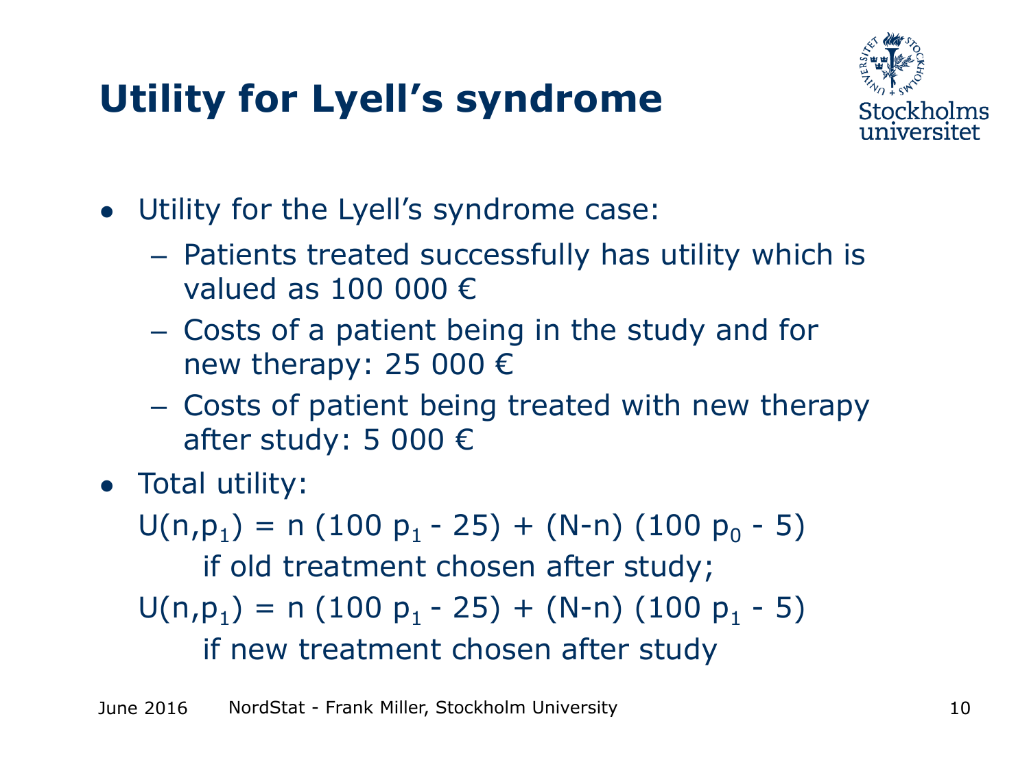# Utility for Lyell's syndrome

- Utility for the Lyell's syndrome case:
  - Patients treated successfully has utility which is valued as 100 000 €
  - Costs of a patient being in the study and for new therapy: 25 000 €
  - Costs of patient being treated with new therapy after study: 5 000 €
- Total utility:

  $U(n,p_1) = n\ (100\ p_1 - 25) + (N-n)\ (100\ p_0 - 5)$

  if old treatment chosen after study;

  $U(n,p_1) = n\ (100\ p_1 - 25) + (N-n)\ (100\ p_1 - 5)$

  if new treatment chosen after study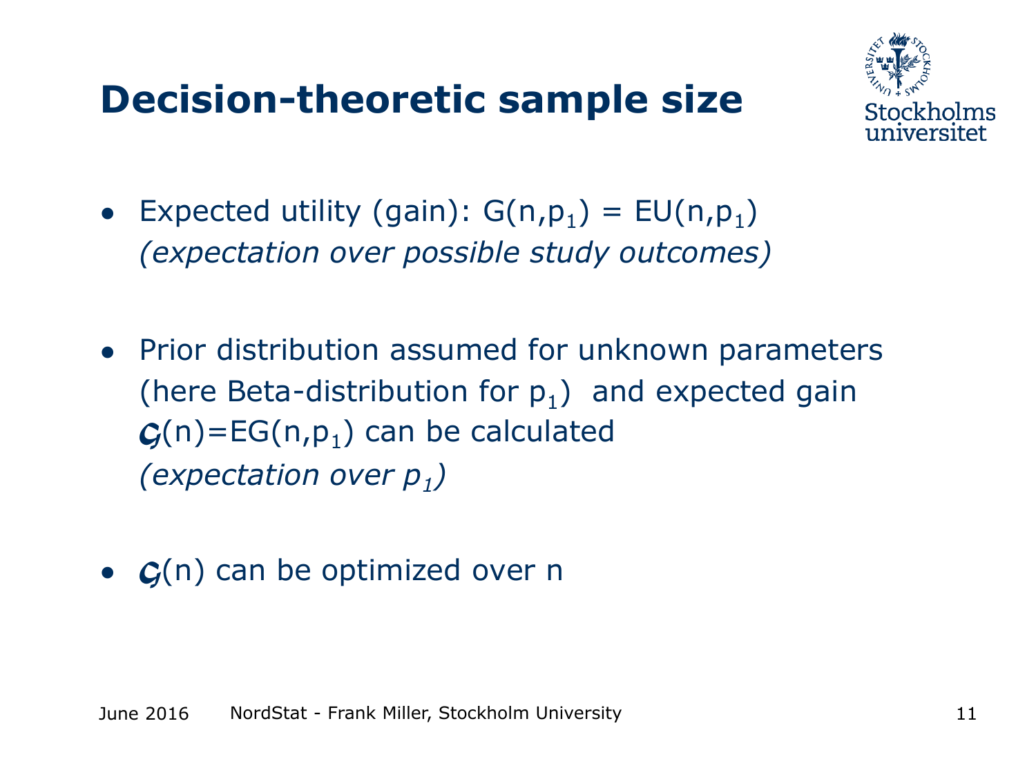# Decision-theoretic sample size

- Expected utility (gain): $G(n,p_1) = EU(n,p_1)$
  *(expectation over possible study outcomes)*

- Prior distribution assumed for unknown parameters (here Beta-distribution for $p_1$) and expected gain $\mathcal{G}(n)=EG(n,p_1)$ can be calculated
  *(expectation over $p_1$)*

- $\mathcal{G}(n)$ can be optimized over n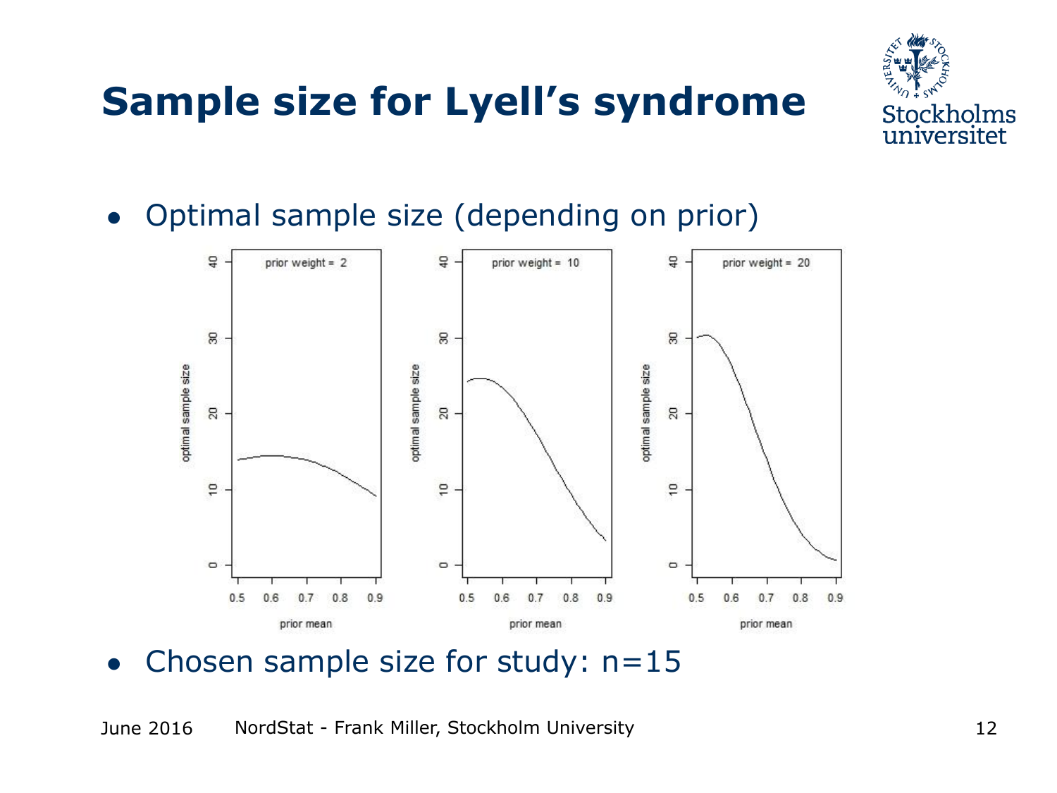# Sample size for Lyell's syndrome

- Optimal sample size (depending on prior)

- Chosen sample size for study: n=15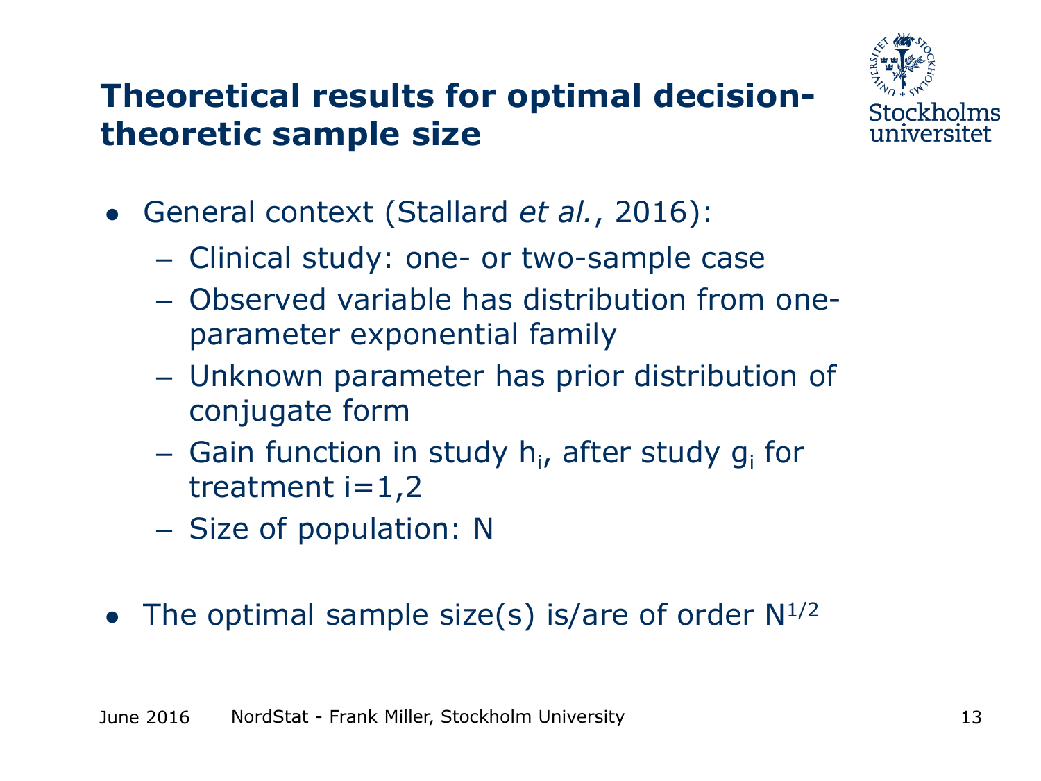# Theoretical results for optimal decision-theoretic sample size

- General context (Stallard *et al.*, 2016):
  - Clinical study: one- or two-sample case
  - Observed variable has distribution from one-parameter exponential family
  - Unknown parameter has prior distribution of conjugate form
  - Gain function in study $h_i$, after study $g_i$ for treatment $i=1,2$
  - Size of population: N

- The optimal sample size(s) is/are of order $N^{1/2}$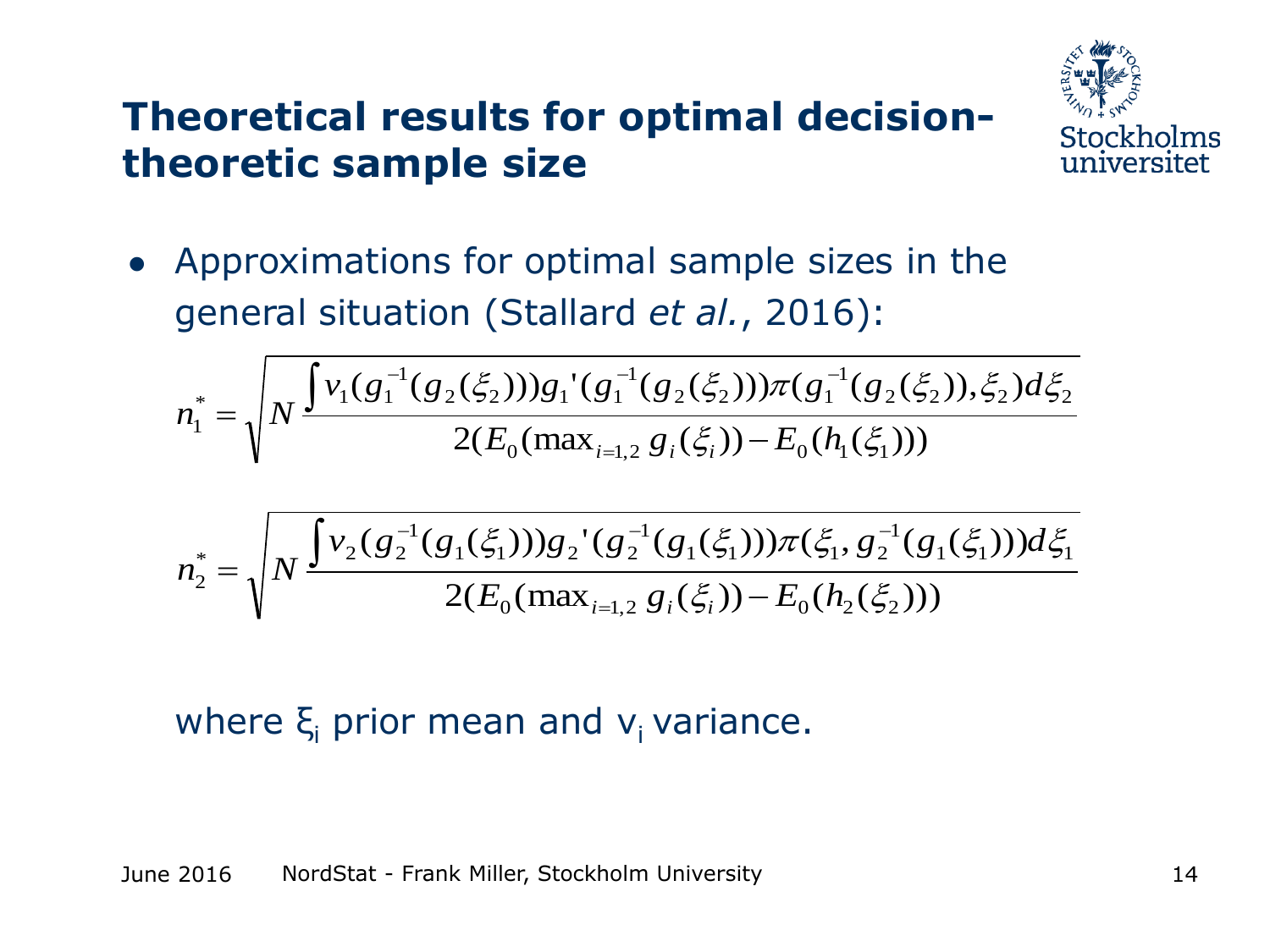# Theoretical results for optimal decision-theoretic sample size

- Approximations for optimal sample sizes in the general situation (Stallard *et al.*, 2016):

$$n_1^* = \sqrt{N \frac{\int v_1(g_1^{-1}(g_2(\xi_2)))g_1'(g_1^{-1}(g_2(\xi_2)))\pi(g_1^{-1}(g_2(\xi_2)),\xi_2)d\xi_2}{2(E_0(\max_{i=1,2} g_i(\xi_i)) - E_0(h_1(\xi_1)))}}$$

$$n_2^* = \sqrt{N \frac{\int v_2(g_2^{-1}(g_1(\xi_1)))g_2'(g_2^{-1}(g_1(\xi_1)))\pi(\xi_1, g_2^{-1}(g_1(\xi_1)))d\xi_1}{2(E_0(\max_{i=1,2} g_i(\xi_i)) - E_0(h_2(\xi_2)))}}$$

where $\xi_i$ prior mean and $v_i$ variance.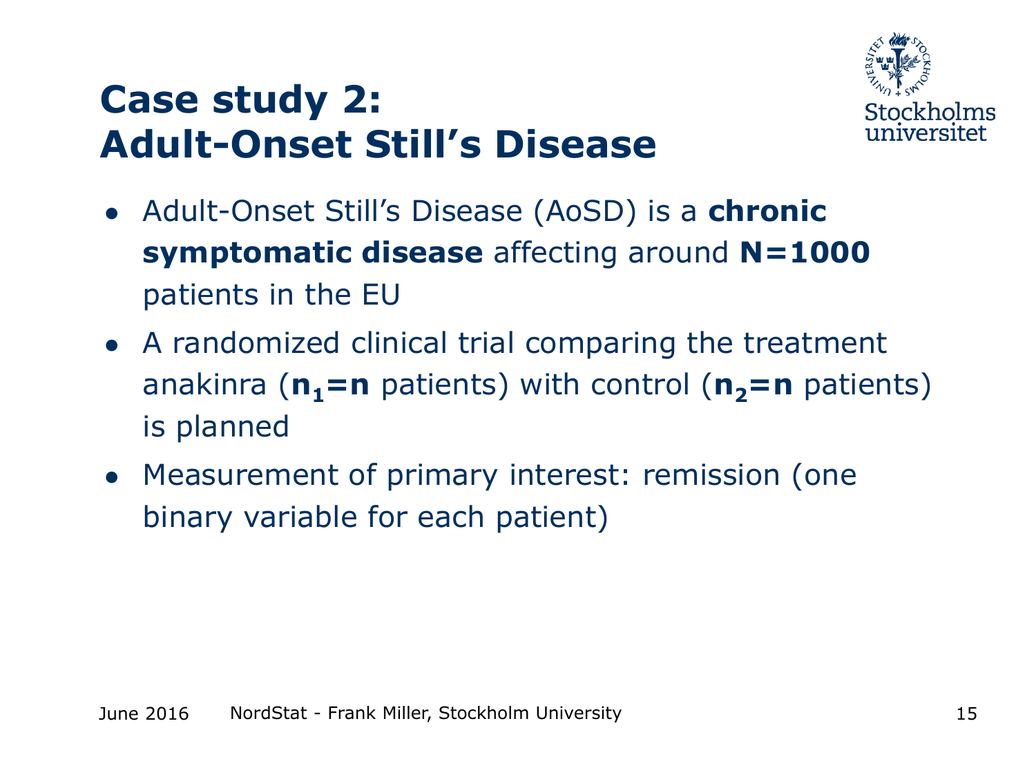# Case study 2: Adult-Onset Still's Disease

- Adult-Onset Still's Disease (AoSD) is a **chronic symptomatic disease** affecting around **N=1000** patients in the EU
- A randomized clinical trial comparing the treatment anakinra ($\mathbf{n_1=n}$ patients) with control ($\mathbf{n_2=n}$ patients) is planned
- Measurement of primary interest: remission (one binary variable for each patient)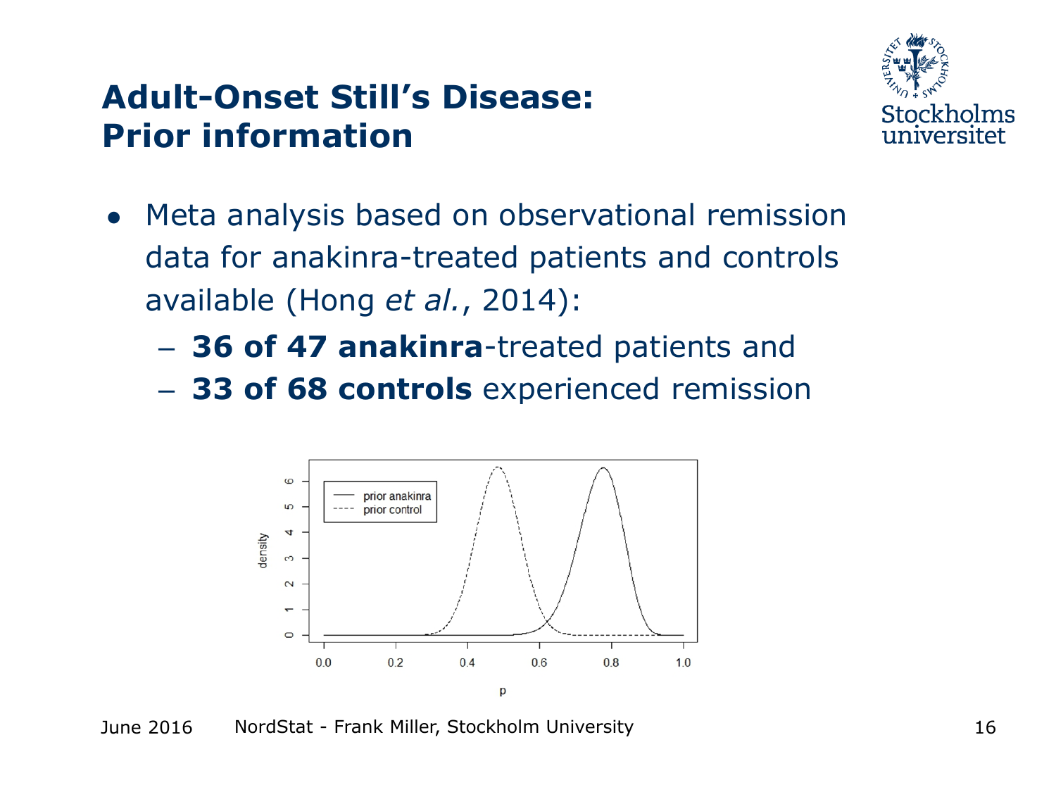# Adult-Onset Still's Disease: Prior information

- Meta analysis based on observational remission data for anakinra-treated patients and controls available (Hong *et al.*, 2014):
  - **36 of 47 anakinra**-treated patients and
  - **33 of 68 controls** experienced remission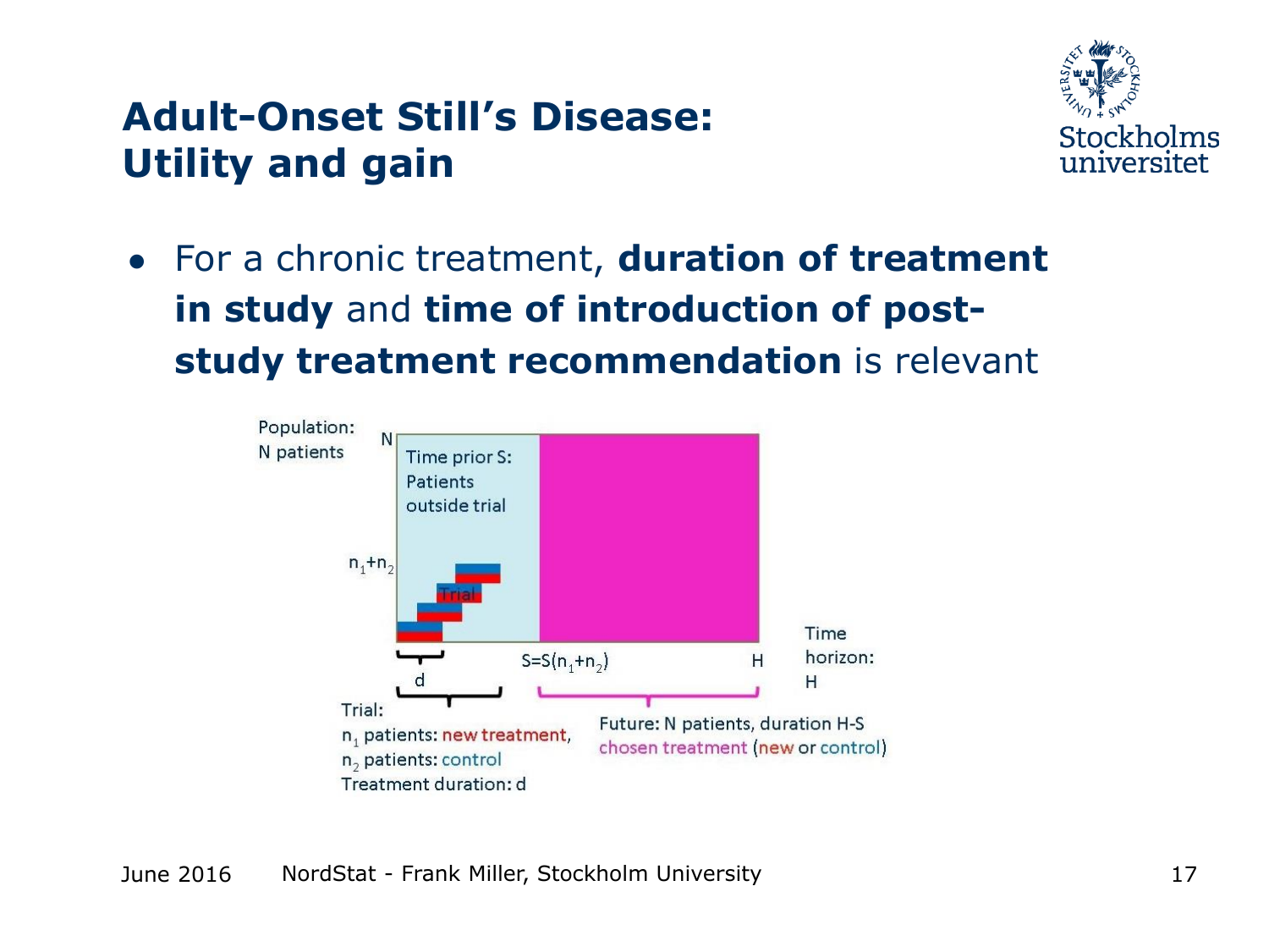# Adult-Onset Still's Disease: Utility and gain

- For a chronic treatment, **duration of treatment in study** and **time of introduction of post-study treatment recommendation** is relevant

Population: N patients

N

Time prior S: Patients outside trial

$n_1+n_2$

Trial

d

$S=S(n_1+n_2)$

H

Time horizon: H

Trial:
$n_1$ patients: new treatment,
$n_2$ patients: control
Treatment duration: d

Future: N patients, duration H-S
chosen treatment (new or control)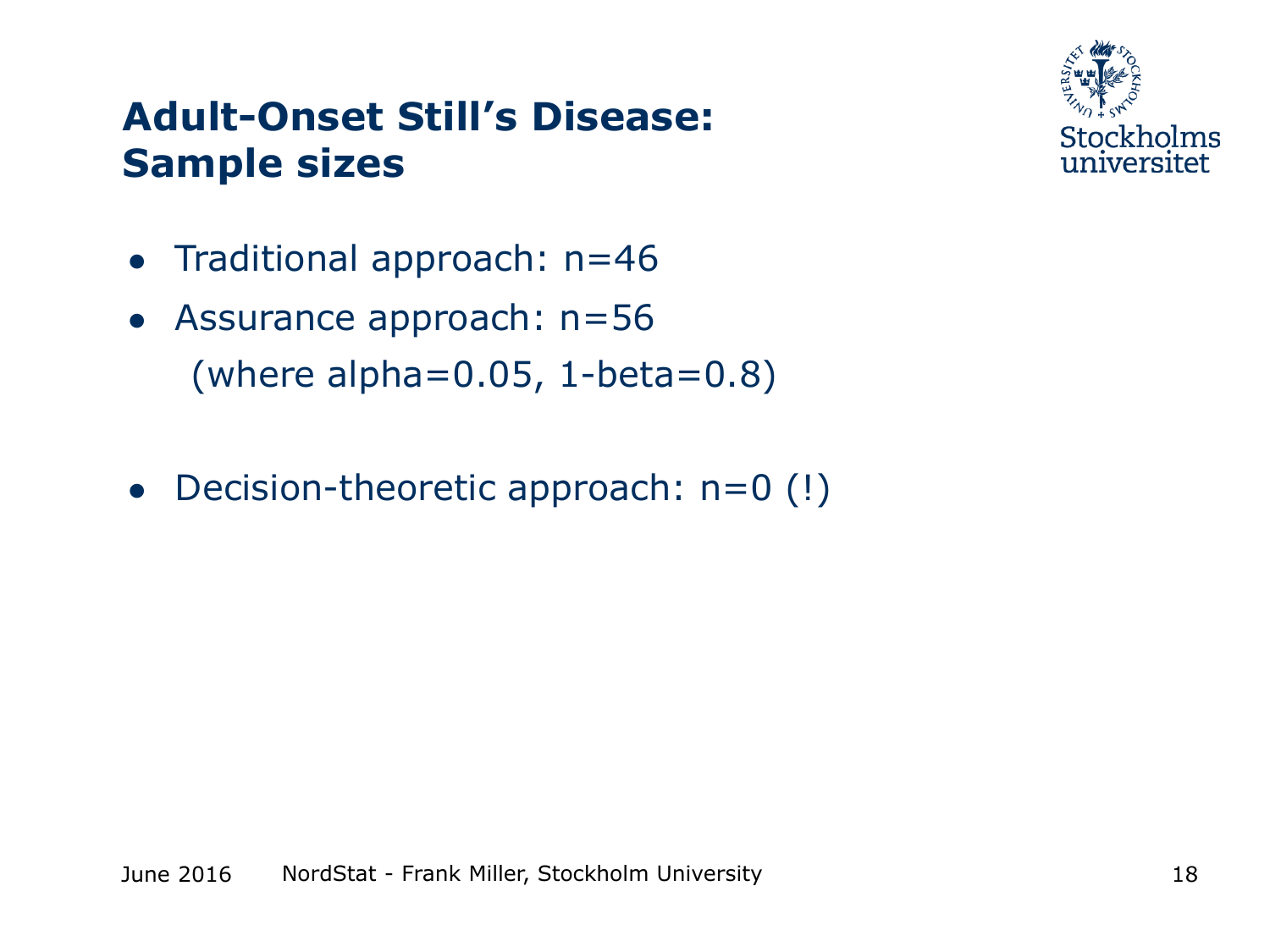# Adult-Onset Still's Disease: Sample sizes

- Traditional approach: n=46
- Assurance approach: n=56
  (where alpha=0.05, 1-beta=0.8)

- Decision-theoretic approach: n=0 (!)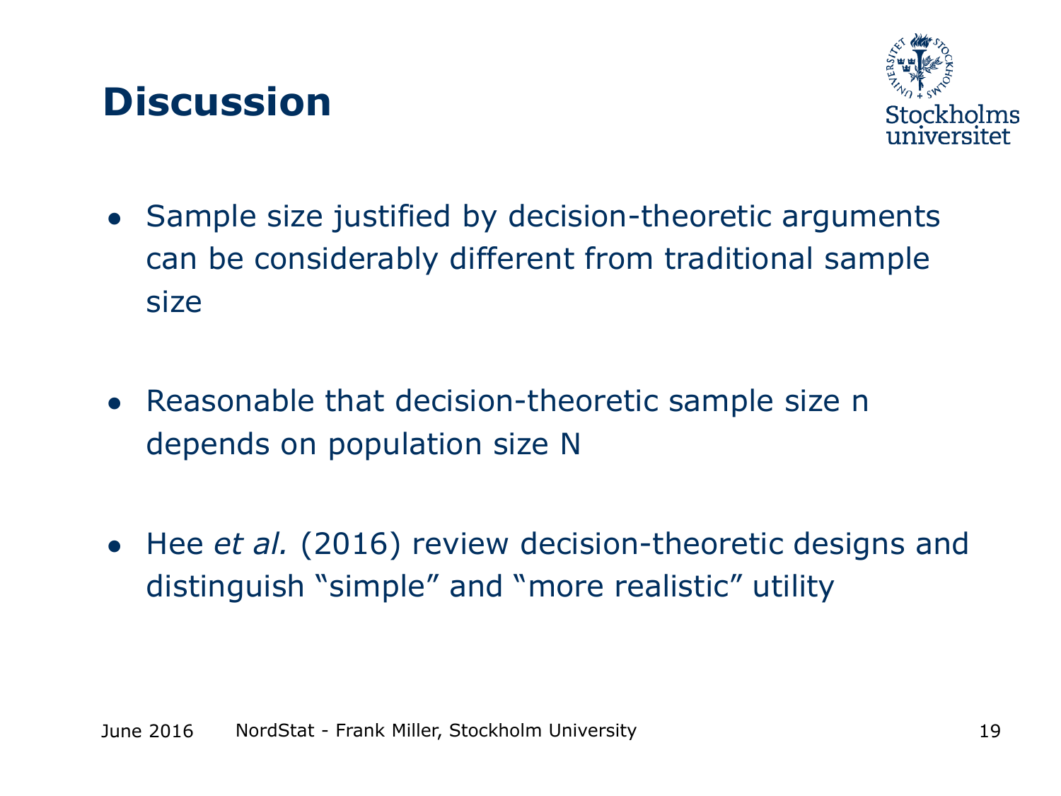# Discussion

- Sample size justified by decision-theoretic arguments can be considerably different from traditional sample size
- Reasonable that decision-theoretic sample size n depends on population size N
- Hee *et al.* (2016) review decision-theoretic designs and distinguish "simple" and "more realistic" utility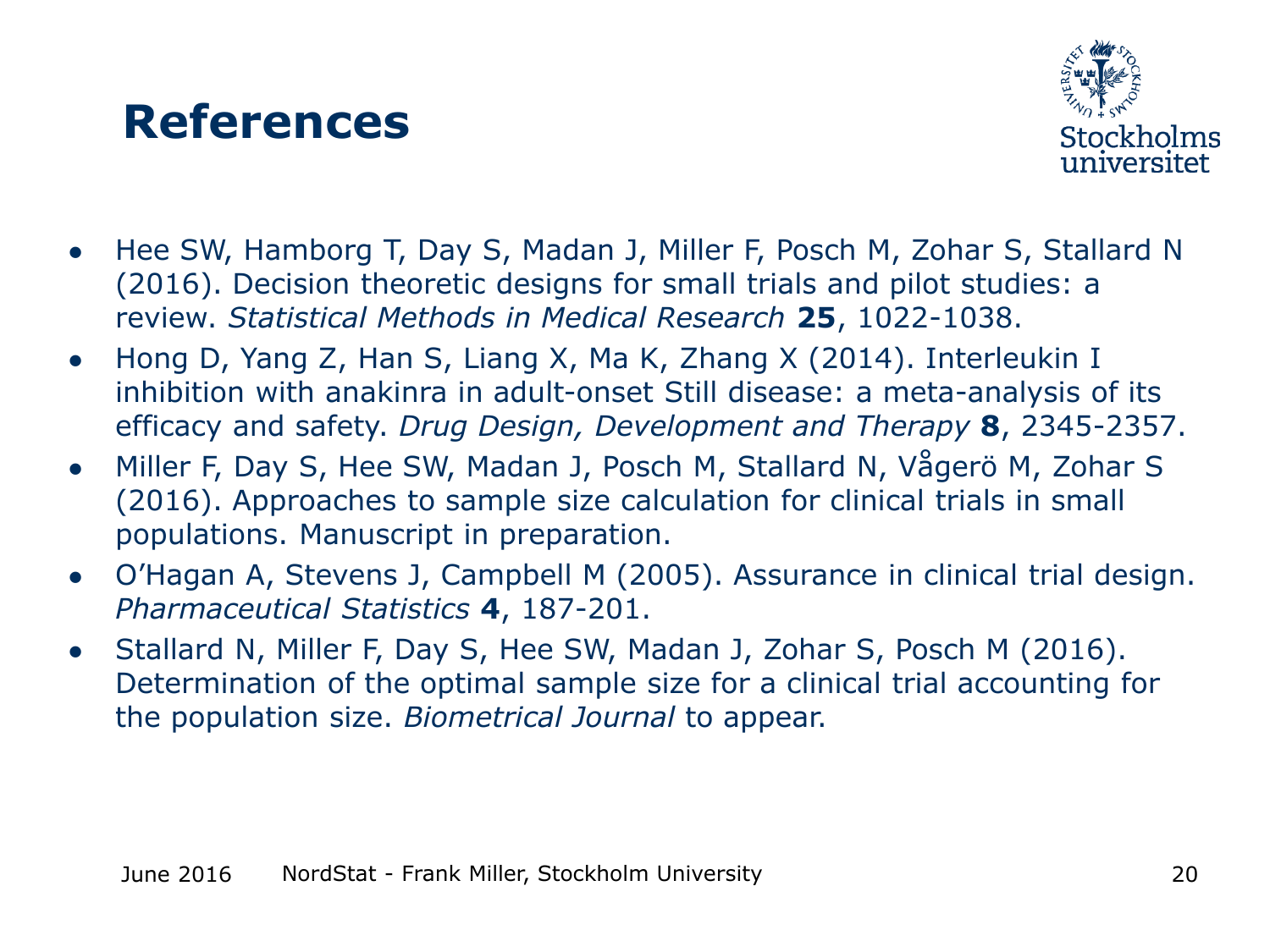# References

- Hee SW, Hamborg T, Day S, Madan J, Miller F, Posch M, Zohar S, Stallard N (2016). Decision theoretic designs for small trials and pilot studies: a review. *Statistical Methods in Medical Research* **25**, 1022-1038.
- Hong D, Yang Z, Han S, Liang X, Ma K, Zhang X (2014). Interleukin I inhibition with anakinra in adult-onset Still disease: a meta-analysis of its efficacy and safety. *Drug Design, Development and Therapy* **8**, 2345-2357.
- Miller F, Day S, Hee SW, Madan J, Posch M, Stallard N, Vågerö M, Zohar S (2016). Approaches to sample size calculation for clinical trials in small populations. Manuscript in preparation.
- O'Hagan A, Stevens J, Campbell M (2005). Assurance in clinical trial design. *Pharmaceutical Statistics* **4**, 187-201.
- Stallard N, Miller F, Day S, Hee SW, Madan J, Zohar S, Posch M (2016). Determination of the optimal sample size for a clinical trial accounting for the population size. *Biometrical Journal* to appear.